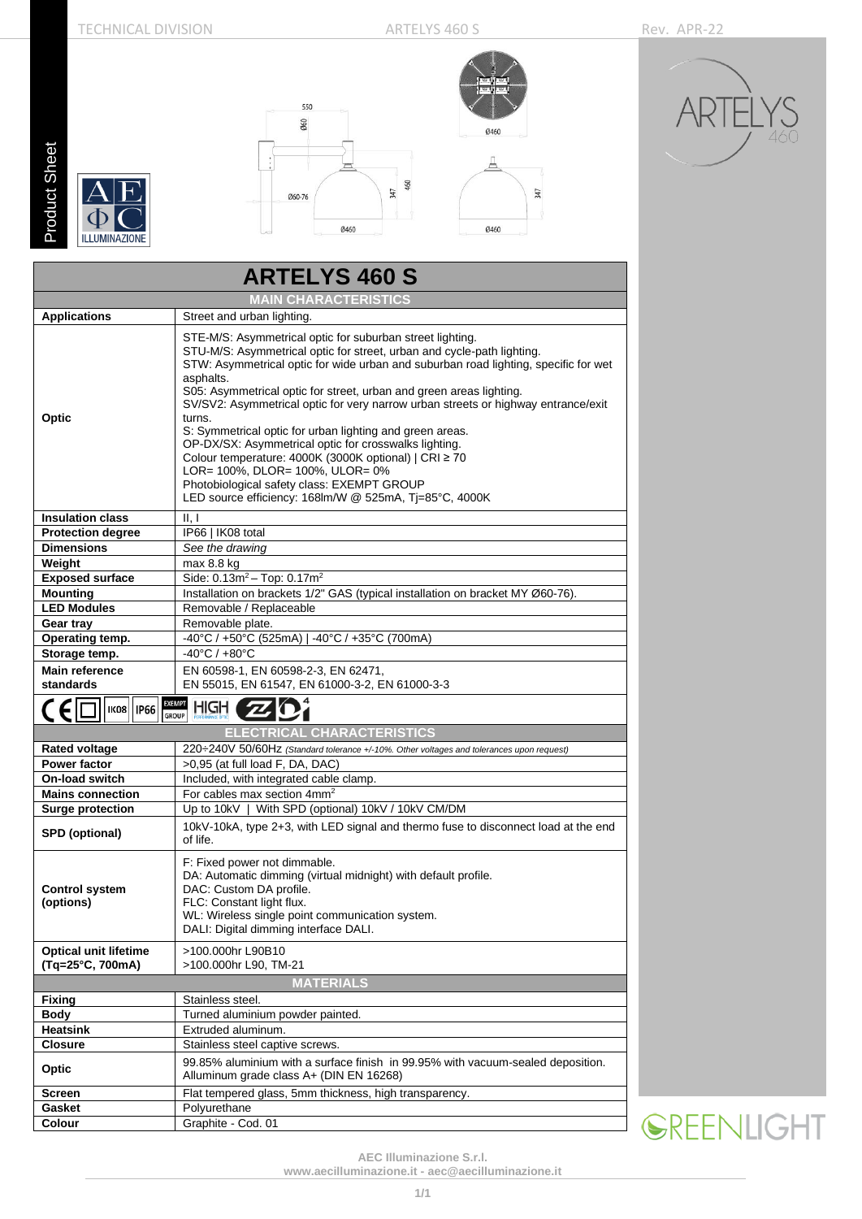# ARTELYS 460 S

## MAIN CHARACTERISTICS

| | |
|---|---|
| **Applications** | Street and urban lighting. |
| **Optic** | STE-M/S: Asymmetrical optic for suburban street lighting.<br>STU-M/S: Asymmetrical optic for street, urban and cycle-path lighting.<br>STW: Asymmetrical optic for wide urban and suburban road lighting, specific for wet asphalts.<br>S05: Asymmetrical optic for street, urban and green areas lighting.<br>SV/SV2: Asymmetrical optic for very narrow urban streets or highway entrance/exit turns.<br>S: Symmetrical optic for urban lighting and green areas.<br>OP-DX/SX: Asymmetrical optic for crosswalks lighting.<br>Colour temperature: 4000K (3000K optional) \| CRI ≥ 70<br>LOR= 100%, DLOR= 100%, ULOR= 0%<br>Photobiological safety class: EXEMPT GROUP<br>LED source efficiency: 168lm/W @ 525mA, Tj=85°C, 4000K |
| **Insulation class** | II, I |
| **Protection degree** | IP66 \| IK08 total |
| **Dimensions** | *See the drawing* |
| **Weight** | max 8.8 kg |
| **Exposed surface** | Side: 0.13m$^2$ – Top: 0.17m$^2$ |
| **Mounting** | Installation on brackets 1/2" GAS (typical installation on bracket MY Ø60-76). |
| **LED Modules** | Removable / Replaceable |
| **Gear tray** | Removable plate. |
| **Operating temp.** | -40°C / +50°C (525mA) \| -40°C / +35°C (700mA) |
| **Storage temp.** | -40°C / +80°C |
| **Main reference standards** | EN 60598-1, EN 60598-2-3, EN 62471,<br>EN 55015, EN 61547, EN 61000-3-2, EN 61000-3-3 |

## ELECTRICAL CHARACTERISTICS

| | |
|---|---|
| **Rated voltage** | 220÷240V 50/60Hz *(Standard tolerance +/-10%. Other voltages and tolerances upon request)* |
| **Power factor** | >0,95 (at full load F, DA, DAC) |
| **On-load switch** | Included, with integrated cable clamp. |
| **Mains connection** | For cables max section 4mm$^2$ |
| **Surge protection** | Up to 10kV \| With SPD (optional) 10kV / 10kV CM/DM |
| **SPD (optional)** | 10kV-10kA, type 2+3, with LED signal and thermo fuse to disconnect load at the end of life. |
| **Control system (options)** | F: Fixed power not dimmable.<br>DA: Automatic dimming (virtual midnight) with default profile.<br>DAC: Custom DA profile.<br>FLC: Constant light flux.<br>WL: Wireless single point communication system.<br>DALI: Digital dimming interface DALI. |
| **Optical unit lifetime (Tq=25°C, 700mA)** | >100.000hr L90B10<br>>100.000hr L90, TM-21 |

## MATERIALS

| | |
|---|---|
| **Fixing** | Stainless steel. |
| **Body** | Turned aluminium powder painted. |
| **Heatsink** | Extruded aluminum. |
| **Closure** | Stainless steel captive screws. |
| **Optic** | 99.85% aluminium with a surface finish in 99.95% with vacuum-sealed deposition. Alluminum grade class A+ (DIN EN 16268) |
| **Screen** | Flat tempered glass, 5mm thickness, high transparency. |
| **Gasket** | Polyurethane |
| **Colour** | Graphite - Cod. 01 |

AEC Illuminazione S.r.l.
www.aecilluminazione.it - aec@aecilluminazione.it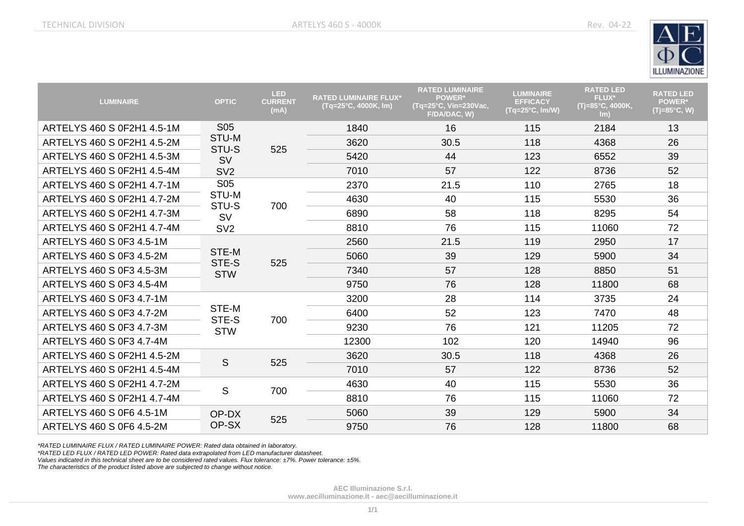| LUMINAIRE | OPTIC | LED CURRENT (mA) | RATED LUMINAIRE FLUX* (Tq=25°C, 4000K, lm) | RATED LUMINAIRE POWER* (Tq=25°C, Vin=230Vac, F/DA/DAC, W) | LUMINAIRE EFFICACY (Tq=25°C, lm/W) | RATED LED FLUX* (Tj=85°C, 4000K, lm) | RATED LED POWER* (Tj=85°C, W) |
|---|---|---|---|---|---|---|---|
| ARTELYS 460 S 0F2H1 4.5-1M | S05 STU-M STU-S SV SV2 | 525 | 1840 | 16 | 115 | 2184 | 13 |
| ARTELYS 460 S 0F2H1 4.5-2M | | | 3620 | 30.5 | 118 | 4368 | 26 |
| ARTELYS 460 S 0F2H1 4.5-3M | | | 5420 | 44 | 123 | 6552 | 39 |
| ARTELYS 460 S 0F2H1 4.5-4M | | | 7010 | 57 | 122 | 8736 | 52 |
| ARTELYS 460 S 0F2H1 4.7-1M | S05 STU-M STU-S SV SV2 | 700 | 2370 | 21.5 | 110 | 2765 | 18 |
| ARTELYS 460 S 0F2H1 4.7-2M | | | 4630 | 40 | 115 | 5530 | 36 |
| ARTELYS 460 S 0F2H1 4.7-3M | | | 6890 | 58 | 118 | 8295 | 54 |
| ARTELYS 460 S 0F2H1 4.7-4M | | | 8810 | 76 | 115 | 11060 | 72 |
| ARTELYS 460 S 0F3 4.5-1M | STE-M STE-S STW | 525 | 2560 | 21.5 | 119 | 2950 | 17 |
| ARTELYS 460 S 0F3 4.5-2M | | | 5060 | 39 | 129 | 5900 | 34 |
| ARTELYS 460 S 0F3 4.5-3M | | | 7340 | 57 | 128 | 8850 | 51 |
| ARTELYS 460 S 0F3 4.5-4M | | | 9750 | 76 | 128 | 11800 | 68 |
| ARTELYS 460 S 0F3 4.7-1M | STE-M STE-S STW | 700 | 3200 | 28 | 114 | 3735 | 24 |
| ARTELYS 460 S 0F3 4.7-2M | | | 6400 | 52 | 123 | 7470 | 48 |
| ARTELYS 460 S 0F3 4.7-3M | | | 9230 | 76 | 121 | 11205 | 72 |
| ARTELYS 460 S 0F3 4.7-4M | | | 12300 | 102 | 120 | 14940 | 96 |
| ARTELYS 460 S 0F2H1 4.5-2M | S | 525 | 3620 | 30.5 | 118 | 4368 | 26 |
| ARTELYS 460 S 0F2H1 4.5-4M | | | 7010 | 57 | 122 | 8736 | 52 |
| ARTELYS 460 S 0F2H1 4.7-2M | S | 700 | 4630 | 40 | 115 | 5530 | 36 |
| ARTELYS 460 S 0F2H1 4.7-4M | | | 8810 | 76 | 115 | 11060 | 72 |
| ARTELYS 460 S 0F6 4.5-1M | OP-DX OP-SX | 525 | 5060 | 39 | 129 | 5900 | 34 |
| ARTELYS 460 S 0F6 4.5-2M | | | 9750 | 76 | 128 | 11800 | 68 |

*\*RATED LUMINAIRE FLUX / RATED LUMINAIRE POWER: Rated data obtained in laboratory.*
*\*RATED LED FLUX / RATED LED POWER: Rated data extrapolated from LED manufacturer datasheet.*
*Values indicated in this technical sheet are to be considered rated values. Flux tolerance: ±7%. Power tolerance: ±5%.*
*The characteristics of the product listed above are subjected to change without notice.*

**AEC Illuminazione S.r.l.**
**www.aecilluminazione.it - aec@aecilluminazione.it**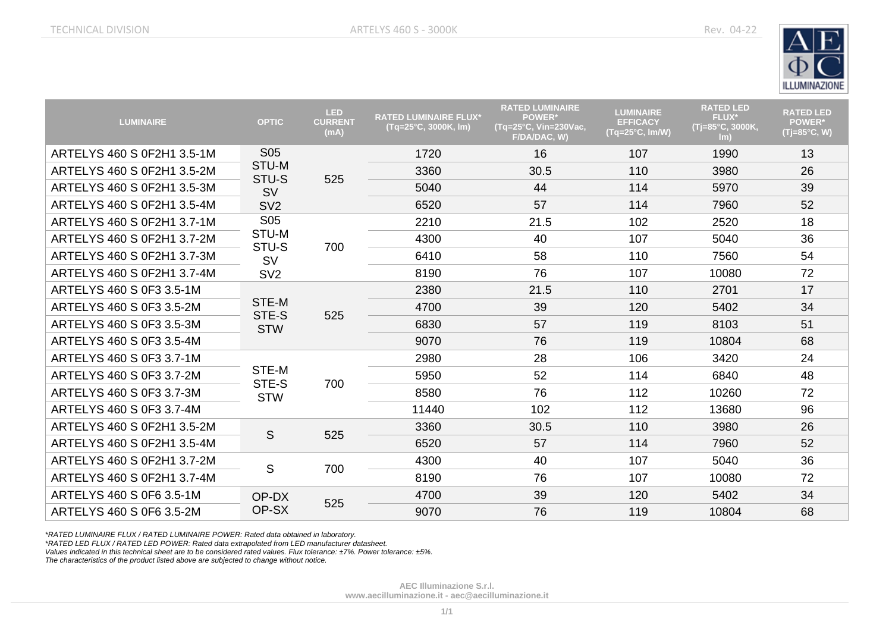| LUMINAIRE | OPTIC | LED CURRENT (mA) | RATED LUMINAIRE FLUX* (Tq=25°C, 3000K, lm) | RATED LUMINAIRE POWER* (Tq=25°C, Vin=230Vac, F/DA/DAC, W) | LUMINAIRE EFFICACY (Tq=25°C, lm/W) | RATED LED FLUX* (Tj=85°C, 3000K, lm) | RATED LED POWER* (Tj=85°C, W) |
|---|---|---|---|---|---|---|---|
| ARTELYS 460 S 0F2H1 3.5-1M | S05 STU-M STU-S SV SV2 | 525 | 1720 | 16 | 107 | 1990 | 13 |
| ARTELYS 460 S 0F2H1 3.5-2M | | | 3360 | 30.5 | 110 | 3980 | 26 |
| ARTELYS 460 S 0F2H1 3.5-3M | | | 5040 | 44 | 114 | 5970 | 39 |
| ARTELYS 460 S 0F2H1 3.5-4M | | | 6520 | 57 | 114 | 7960 | 52 |
| ARTELYS 460 S 0F2H1 3.7-1M | S05 STU-M STU-S SV SV2 | 700 | 2210 | 21.5 | 102 | 2520 | 18 |
| ARTELYS 460 S 0F2H1 3.7-2M | | | 4300 | 40 | 107 | 5040 | 36 |
| ARTELYS 460 S 0F2H1 3.7-3M | | | 6410 | 58 | 110 | 7560 | 54 |
| ARTELYS 460 S 0F2H1 3.7-4M | | | 8190 | 76 | 107 | 10080 | 72 |
| ARTELYS 460 S 0F3 3.5-1M | STE-M STE-S STW | 525 | 2380 | 21.5 | 110 | 2701 | 17 |
| ARTELYS 460 S 0F3 3.5-2M | | | 4700 | 39 | 120 | 5402 | 34 |
| ARTELYS 460 S 0F3 3.5-3M | | | 6830 | 57 | 119 | 8103 | 51 |
| ARTELYS 460 S 0F3 3.5-4M | | | 9070 | 76 | 119 | 10804 | 68 |
| ARTELYS 460 S 0F3 3.7-1M | STE-M STE-S STW | 700 | 2980 | 28 | 106 | 3420 | 24 |
| ARTELYS 460 S 0F3 3.7-2M | | | 5950 | 52 | 114 | 6840 | 48 |
| ARTELYS 460 S 0F3 3.7-3M | | | 8580 | 76 | 112 | 10260 | 72 |
| ARTELYS 460 S 0F3 3.7-4M | | | 11440 | 102 | 112 | 13680 | 96 |
| ARTELYS 460 S 0F2H1 3.5-2M | S | 525 | 3360 | 30.5 | 110 | 3980 | 26 |
| ARTELYS 460 S 0F2H1 3.5-4M | | | 6520 | 57 | 114 | 7960 | 52 |
| ARTELYS 460 S 0F2H1 3.7-2M | S | 700 | 4300 | 40 | 107 | 5040 | 36 |
| ARTELYS 460 S 0F2H1 3.7-4M | | | 8190 | 76 | 107 | 10080 | 72 |
| ARTELYS 460 S 0F6 3.5-1M | OP-DX OP-SX | 525 | 4700 | 39 | 120 | 5402 | 34 |
| ARTELYS 460 S 0F6 3.5-2M | | | 9070 | 76 | 119 | 10804 | 68 |

*\*RATED LUMINAIRE FLUX / RATED LUMINAIRE POWER: Rated data obtained in laboratory.*
*\*RATED LED FLUX / RATED LED POWER: Rated data extrapolated from LED manufacturer datasheet.*
*Values indicated in this technical sheet are to be considered rated values. Flux tolerance: ±7%. Power tolerance: ±5%.*
*The characteristics of the product listed above are subjected to change without notice.*

**AEC Illuminazione S.r.l.**
**www.aecilluminazione.it - aec@aecilluminazione.it**